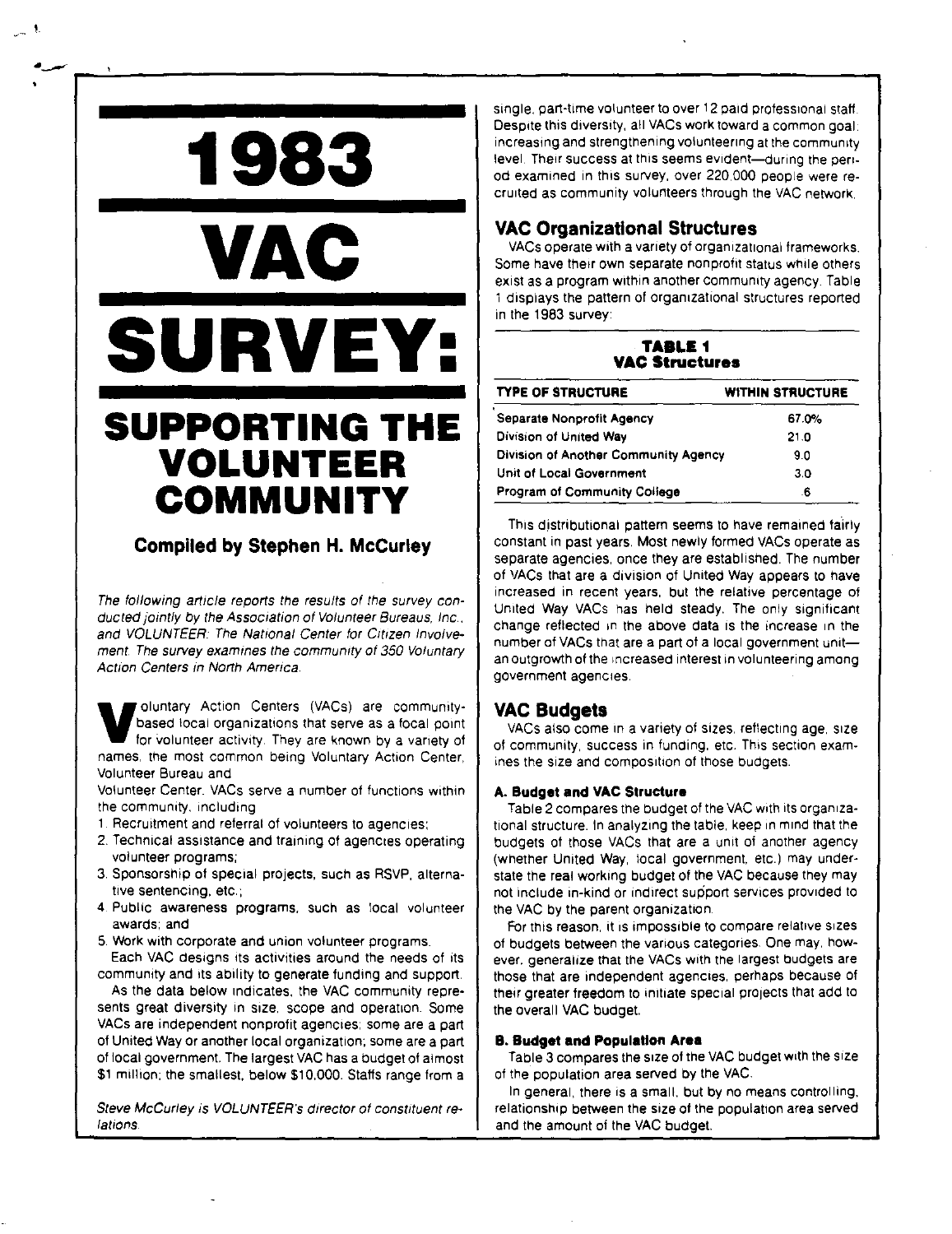# 1983 VAC SURVEY: SUPPORTING THE VOLUNTEER COMMUNITY

**Compiled by Stephen H. McCurley**

*The following article reports the results of the survey conducted jointly by the Association of Volunteer Bureaus, Inc., and VOLUNTEER: The National Center for Citizen Involvement. The survey examines the community of 350 Voluntary Action Centers in North America.*

Voluntary Action Centers (VACs) are community-based local organizations that serve as a focal point for volunteer activity. They are known by a variety of names, the most common being Voluntary Action Center, Volunteer Bureau and Volunteer Center. VACs serve a number of functions within the community, including

1. Recruitment and referral of volunteers to agencies;
2. Technical assistance and training of agencies operating volunteer programs;
3. Sponsorship of special projects, such as RSVP, alternative sentencing, etc.;
4. Public awareness programs, such as local volunteer awards; and
5. Work with corporate and union volunteer programs.

Each VAC designs its activities around the needs of its community and its ability to generate funding and support.

As the data below indicates, the VAC community represents great diversity in size, scope and operation. Some VACs are independent nonprofit agencies; some are a part of United Way or another local organization; some are a part of local government. The largest VAC has a budget of almost $1 million; the smallest, below $10,000. Staffs range from a single, part-time volunteer to over 12 paid professional staff. Despite this diversity, all VACs work toward a common goal: increasing and strengthening volunteering at the community level. Their success at this seems evident—during the period examined in this survey, over 220,000 people were recruited as community volunteers through the VAC network.

*Steve McCurley is VOLUNTEER's director of constituent relations.*

## VAC Organizational Structures

VACs operate with a variety of organizational frameworks. Some have their own separate nonprofit status while others exist as a program within another community agency. Table 1 displays the pattern of organizational structures reported in the 1983 survey:

**TABLE 1**
**VAC Structures**

| TYPE OF STRUCTURE | WITHIN STRUCTURE |
|---|---|
| Separate Nonprofit Agency | 67.0% |
| Division of United Way | 21.0 |
| Division of Another Community Agency | 9.0 |
| Unit of Local Government | 3.0 |
| Program of Community College | .6 |

This distributional pattern seems to have remained fairly constant in past years. Most newly formed VACs operate as separate agencies, once they are established. The number of VACs that are a division of United Way appears to have increased in recent years, but the relative percentage of United Way VACs has held steady. The only significant change reflected in the above data is the increase in the number of VACs that are a part of a local government unit—an outgrowth of the increased interest in volunteering among government agencies.

## VAC Budgets

VACs also come in a variety of sizes, reflecting age, size of community, success in funding, etc. This section examines the size and composition of those budgets.

### A. Budget and VAC Structure

Table 2 compares the budget of the VAC with its organizational structure. In analyzing the table, keep in mind that the budgets of those VACs that are a unit of another agency (whether United Way, local government, etc.) may understate the real working budget of the VAC because they may not include in-kind or indirect support services provided to the VAC by the parent organization.

For this reason, it is impossible to compare relative sizes of budgets between the various categories. One may, however, generalize that the VACs with the largest budgets are those that are independent agencies, perhaps because of their greater freedom to initiate special projects that add to the overall VAC budget.

### B. Budget and Population Area

Table 3 compares the size of the VAC budget with the size of the population area served by the VAC.

In general, there is a small, but by no means controlling, relationship between the size of the population area served and the amount of the VAC budget.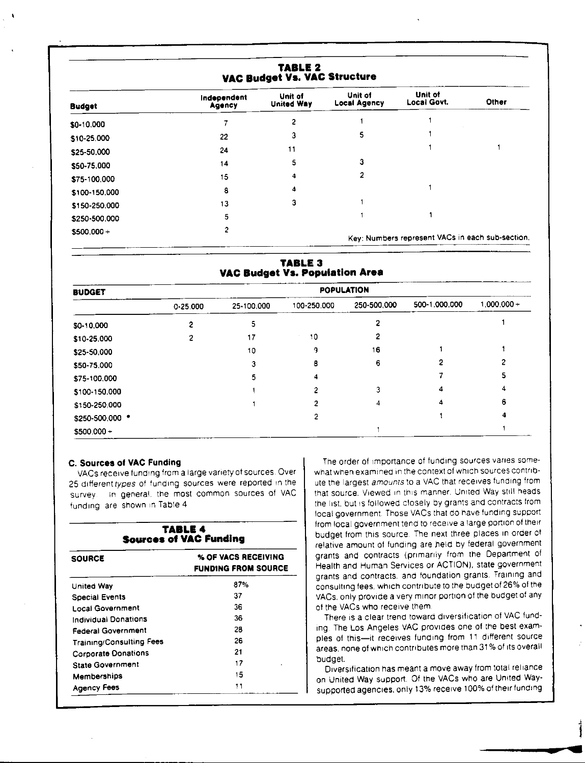## TABLE 2
### VAC Budget Vs. VAC Structure

| Budget | Independent Agency | Unit of United Way | Unit of Local Agency | Unit of Local Govt. | Other |
|---|---|---|---|---|---|
| $0-10,000 | 7 | 2 | 1 | 1 | |
| $10-25,000 | 22 | 3 | 5 | 1 | |
| $25-50,000 | 24 | 11 | | 1 | 1 |
| $50-75,000 | 14 | 5 | 3 | | |
| $75-100,000 | 15 | 4 | 2 | | |
| $100-150,000 | 8 | 4 | | 1 | |
| $150-250,000 | 13 | 3 | 1 | | |
| $250-500,000 | 5 | | 1 | 1 | |
| $500,000+ | 2 | | | | |

Key: Numbers represent VACs in each sub-section.

## TABLE 3
### VAC Budget Vs. Population Area

| BUDGET | POPULATION | | | | | |
|---|---|---|---|---|---|---|
| | 0-25,000 | 25-100,000 | 100-250,000 | 250-500,000 | 500-1,000,000 | 1,000,000+ |
| $0-10,000 | 2 | 5 | | 2 | | 1 |
| $10-25,000 | 2 | 17 | 10 | 2 | | |
| $25-50,000 | | 10 | 9 | 16 | 1 | 1 |
| $50-75,000 | | 3 | 8 | 6 | 2 | 2 |
| $75-100,000 | | 5 | 4 | | 7 | 5 |
| $100-150,000 | | 1 | 2 | 3 | 4 | 4 |
| $150-250,000 | | 1 | 2 | 4 | 4 | 6 |
| $250-500,000 * | | | 2 | | 1 | 4 |
| $500,000+ | | | | 1 | | 1 |

### C. Sources of VAC Funding

VACs receive funding from a large variety of sources. Over 25 different *types* of funding sources were reported in the survey. In general, the most common sources of VAC funding are shown in Table 4.

## TABLE 4
### Sources of VAC Funding

| SOURCE | % OF VACS RECEIVING FUNDING FROM SOURCE |
|---|---|
| United Way | 87% |
| Special Events | 37 |
| Local Government | 36 |
| Individual Donations | 36 |
| Federal Government | 28 |
| Training/Consulting Fees | 26 |
| Corporate Donations | 21 |
| State Government | 17 |
| Memberships | 15 |
| Agency Fees | 11 |

The order of importance of funding sources varies somewhat when examined in the context of which sources contribute the largest *amounts* to a VAC that receives funding from that source. Viewed in this manner, United Way still heads the list, but is followed closely by grants and contracts from local government. Those VACs that do have funding support from local government tend to receive a large portion of their budget from this source. The next three places in order of relative amount of funding are held by federal government grants and contracts (primarily from the Department of Health and Human Services or ACTION), state government grants and contracts, and foundation grants. Training and consulting fees, which contribute to the budget of 26% of the VACs, only provide a very minor portion of the budget of any of the VACs who receive them.

There is a clear trend toward diversification of VAC funding. The Los Angeles VAC provides one of the best examples of this—it receives funding from 11 different source areas, none of which contributes more than 31% of its overall budget.

Diversification has meant a move away from total reliance on United Way support. Of the VACs who are United Way-supported agencies, only 13% receive 100% of their funding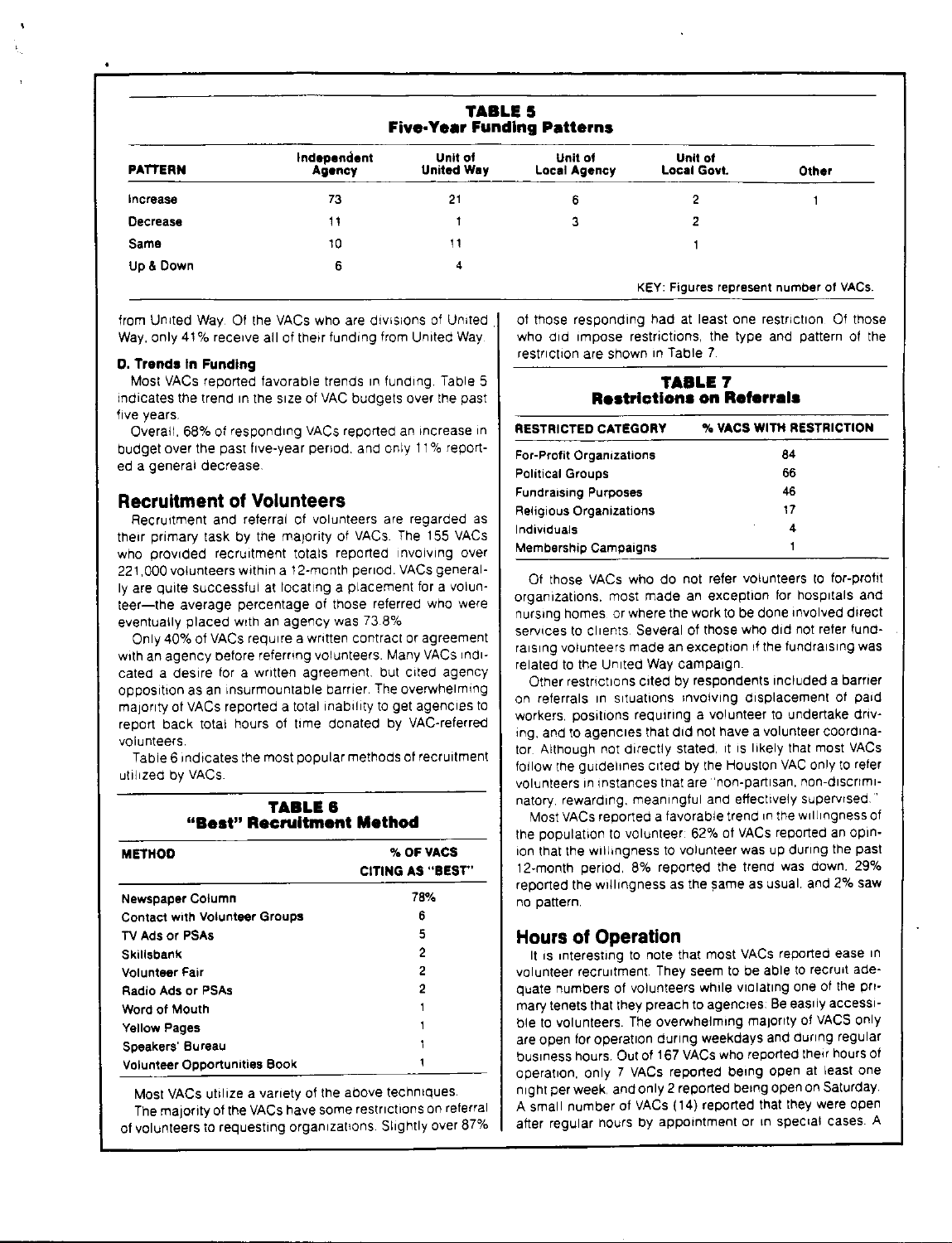**TABLE 5**
**Five-Year Funding Patterns**

| PATTERN | Independent Agency | Unit of United Way | Unit of Local Agency | Unit of Local Govt. | Other |
|---|---|---|---|---|---|
| Increase | 73 | 21 | 6 | 2 | 1 |
| Decrease | 11 | 1 | 3 | 2 | |
| Same | 10 | 11 | | 1 | |
| Up & Down | 6 | 4 | | | |

KEY: Figures represent number of VACs.

from United Way. Of the VACs who are divisions of United Way, only 41% receive all of their funding from United Way.

**D. Trends in Funding**

Most VACs reported favorable trends in funding. Table 5 indicates the trend in the size of VAC budgets over the past five years.

Overall, 68% of responding VACs reported an increase in budget over the past five-year period, and only 11% reported a general decrease.

## Recruitment of Volunteers

Recruitment and referral of volunteers are regarded as their primary task by the majority of VACs. The 155 VACs who provided recruitment totals reported involving over 221,000 volunteers within a 12-month period. VACs generally are quite successful at locating a placement for a volunteer—the average percentage of those referred who were eventually placed with an agency was 73.8%.

Only 40% of VACs require a written contract or agreement with an agency before referring volunteers. Many VACs indicated a desire for a written agreement, but cited agency opposition as an insurmountable barrier. The overwhelming majority of VACs reported a total inability to get agencies to report back total hours of time donated by VAC-referred volunteers.

Table 6 indicates the most popular methods of recruitment utilized by VACs.

**TABLE 6**
**"Best" Recruitment Method**

| METHOD | % OF VACS CITING AS "BEST" |
|---|---|
| Newspaper Column | 78% |
| Contact with Volunteer Groups | 6 |
| TV Ads or PSAs | 5 |
| Skillsbank | 2 |
| Volunteer Fair | 2 |
| Radio Ads or PSAs | 2 |
| Word of Mouth | 1 |
| Yellow Pages | 1 |
| Speakers' Bureau | 1 |
| Volunteer Opportunities Book | 1 |

Most VACs utilize a variety of the above techniques.

The majority of the VACs have some restrictions on referral of volunteers to requesting organizations. Slightly over 87% of those responding had at least one restriction. Of those who did impose restrictions, the type and pattern of the restriction are shown in Table 7.

**TABLE 7**
**Restrictions on Referrals**

| RESTRICTED CATEGORY | % VACS WITH RESTRICTION |
|---|---|
| For-Profit Organizations | 84 |
| Political Groups | 66 |
| Fundraising Purposes | 46 |
| Religious Organizations | 17 |
| Individuals | 4 |
| Membership Campaigns | 1 |

Of those VACs who do not refer volunteers to for-profit organizations, most made an exception for hospitals and nursing homes or where the work to be done involved direct services to clients. Several of those who did not refer fundraising volunteers made an exception if the fundraising was related to the United Way campaign.

Other restrictions cited by respondents included a barrier on referrals in situations involving displacement of paid workers, positions requiring a volunteer to undertake driving, and to agencies that did not have a volunteer coordinator. Although not directly stated, it is likely that most VACs follow the guidelines cited by the Houston VAC only to refer volunteers in instances that are "non-partisan, non-discriminatory, rewarding, meaningful and effectively supervised."

Most VACs reported a favorable trend in the willingness of the population to volunteer: 62% of VACs reported an opinion that the willingness to volunteer was up during the past 12-month period, 8% reported the trend was down, 29% reported the willingness as the same as usual, and 2% saw no pattern.

## Hours of Operation

It is interesting to note that most VACs reported ease in volunteer recruitment. They seem to be able to recruit adequate numbers of volunteers while violating one of the primary tenets that they preach to agencies: Be easily accessible to volunteers. The overwhelming majority of VACS only are open for operation during weekdays and during regular business hours. Out of 167 VACs who reported their hours of operation, only 7 VACs reported being open at least one night per week, and only 2 reported being open on Saturday. A small number of VACs (14) reported that they were open after regular hours by appointment or in special cases. A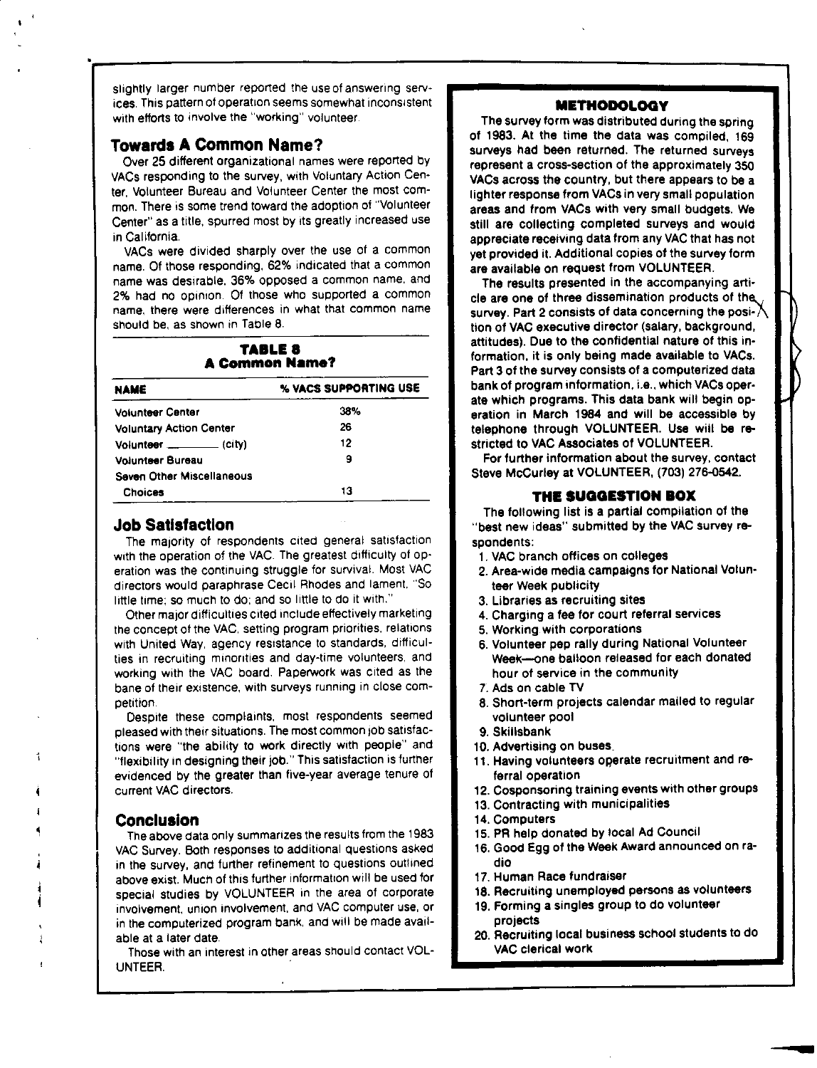slightly larger number reported the use of answering services. This pattern of operation seems somewhat inconsistent with efforts to involve the "working" volunteer.

## Towards A Common Name?

Over 25 different organizational names were reported by VACs responding to the survey, with Voluntary Action Center, Volunteer Bureau and Volunteer Center the most common. There is some trend toward the adoption of "Volunteer Center" as a title, spurred most by its greatly increased use in California.

VACs were divided sharply over the use of a common name. Of those responding, 62% indicated that a common name was desirable, 36% opposed a common name, and 2% had no opinion. Of those who supported a common name, there were differences in what that common name should be, as shown in Table 8.

**TABLE 8**
**A Common Name?**

| NAME | % VACS SUPPORTING USE |
|---|---|
| Volunteer Center | 38% |
| Voluntary Action Center | 26 |
| Volunteer _______ (city) | 12 |
| Volunteer Bureau | 9 |
| Seven Other Miscellaneous Choices | 13 |

## Job Satisfaction

The majority of respondents cited general satisfaction with the operation of the VAC. The greatest difficulty of operation was the continuing struggle for survival. Most VAC directors would paraphrase Cecil Rhodes and lament, "So little time; so much to do; and so little to do it with."

Other major difficulties cited include effectively marketing the concept of the VAC, setting program priorities, relations with United Way, agency resistance to standards, difficulties in recruiting minorities and day-time volunteers, and working with the VAC board. Paperwork was cited as the bane of their existence, with surveys running in close competition.

Despite these complaints, most respondents seemed pleased with their situations. The most common job satisfactions were "the ability to work directly with people" and "flexibility in designing their job." This satisfaction is further evidenced by the greater than five-year average tenure of current VAC directors.

## Conclusion

The above data only summarizes the results from the 1983 VAC Survey. Both responses to additional questions asked in the survey, and further refinement to questions outlined above exist. Much of this further information will be used for special studies by VOLUNTEER in the area of corporate involvement, union involvement, and VAC computer use, or in the computerized program bank, and will be made available at a later date.

Those with an interest in other areas should contact VOLUNTEER.

### METHODOLOGY

The survey form was distributed during the spring of 1983. At the time the data was compiled, 169 surveys had been returned. The returned surveys represent a cross-section of the approximately 350 VACs across the country, but there appears to be a lighter response from VACs in very small population areas and from VACs with very small budgets. We still are collecting completed surveys and would appreciate receiving data from any VAC that has not yet provided it. Additional copies of the survey form are available on request from VOLUNTEER.

The results presented in the accompanying article are one of three dissemination products of the survey. Part 2 consists of data concerning the position of VAC executive director (salary, background, attitudes). Due to the confidential nature of this information, it is only being made available to VACs. Part 3 of the survey consists of a computerized data bank of program information, i.e., which VACs operate which programs. This data bank will begin operation in March 1984 and will be accessible by telephone through VOLUNTEER. Use will be restricted to VAC Associates of VOLUNTEER.

For further information about the survey, contact Steve McCurley at VOLUNTEER, (703) 276-0542.

### THE SUGGESTION BOX

The following list is a partial compilation of the "best new ideas" submitted by the VAC survey respondents:

1. VAC branch offices on colleges
2. Area-wide media campaigns for National Volunteer Week publicity
3. Libraries as recruiting sites
4. Charging a fee for court referral services
5. Working with corporations
6. Volunteer pep rally during National Volunteer Week—one balloon released for each donated hour of service in the community
7. Ads on cable TV
8. Short-term projects calendar mailed to regular volunteer pool
9. Skillsbank
10. Advertising on buses
11. Having volunteers operate recruitment and referral operation
12. Cosponsoring training events with other groups
13. Contracting with municipalities
14. Computers
15. PR help donated by local Ad Council
16. Good Egg of the Week Award announced on radio
17. Human Race fundraiser
18. Recruiting unemployed persons as volunteers
19. Forming a singles group to do volunteer projects
20. Recruiting local business school students to do VAC clerical work